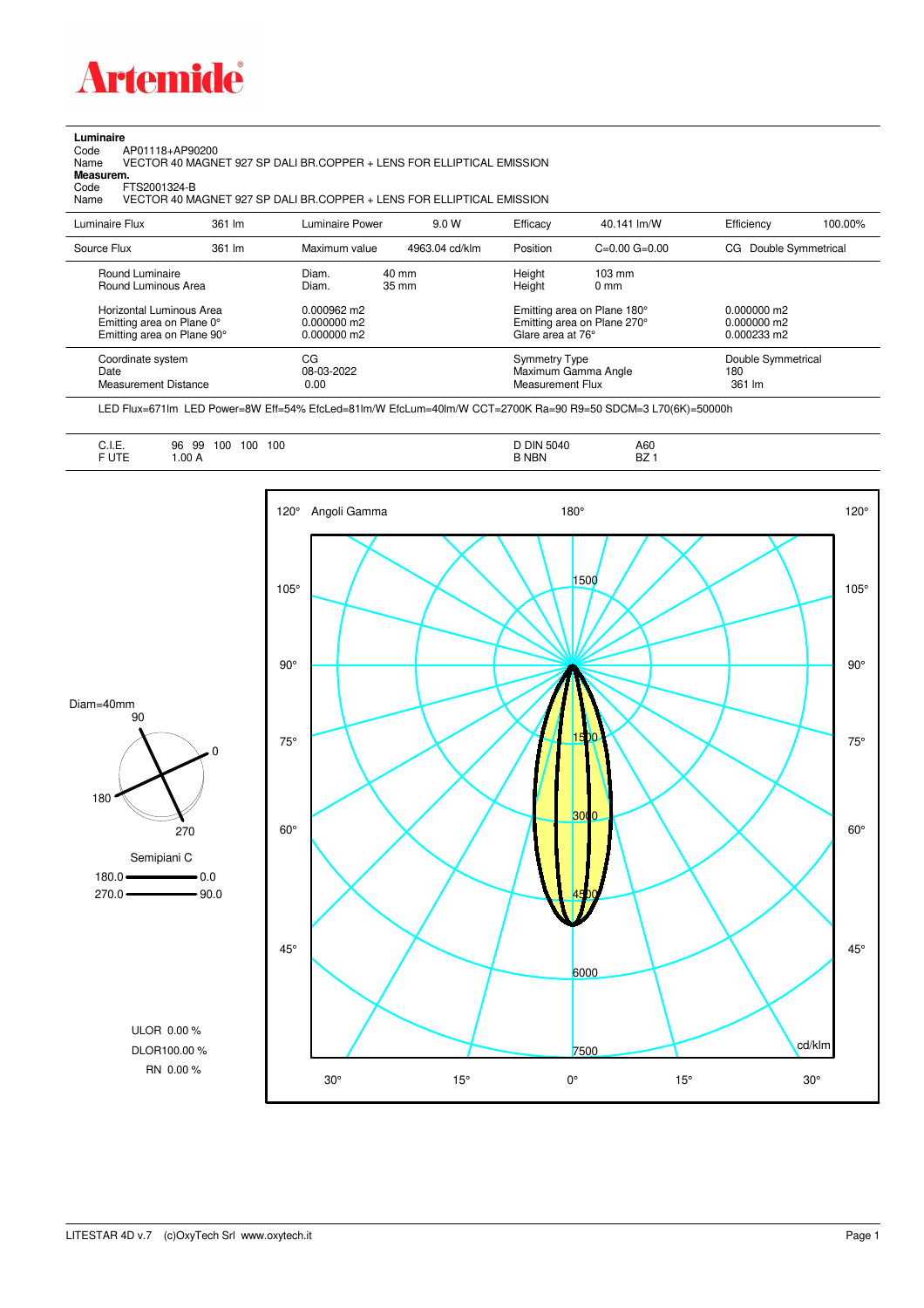# Artemide

**Luminaire**

Code AP01118+AP90200
Name VECTOR 40 MAGNET 927 SP DALI BR.COPPER + LENS FOR ELLIPTICAL EMISSION

**Measurem.**

Code FTS2001324-B
Name VECTOR 40 MAGNET 927 SP DALI BR.COPPER + LENS FOR ELLIPTICAL EMISSION

| Luminaire Flux | 361 lm | Luminaire Power | 9.0 W | Efficacy | 40.141 lm/W | Efficiency | 100.00% |
|---|---|---|---|---|---|---|---|
| Source Flux | 361 lm | Maximum value | 4963.04 cd/klm | Position | C=0.00 G=0.00 | CG Double Symmetrical | |

| | | | | |
|---|---|---|---|---|
| Round Luminaire | Diam. 40 mm | Height 103 mm | | |
| Round Luminous Area | Diam. 35 mm | Height 0 mm | | |
| Horizontal Luminous Area | 0.000962 m2 | Emitting area on Plane 180° | 0.000000 m2 | |
| Emitting area on Plane 0° | 0.000000 m2 | Emitting area on Plane 270° | 0.000000 m2 | |
| Emitting area on Plane 90° | 0.000000 m2 | Glare area at 76° | 0.000233 m2 | |

| | | | |
|---|---|---|---|
| Coordinate system | CG | Symmetry Type | Double Symmetrical |
| Date | 08-03-2022 | Maximum Gamma Angle | 180 |
| Measurement Distance | 0.00 | Measurement Flux | 361 lm |

LED Flux=671lm LED Power=8W Eff=54% EfcLed=81lm/W EfcLum=40lm/W CCT=2700K Ra=90 R9=50 SDCM=3 L70(6K)=50000h

| | | | |
|---|---|---|---|
| C.I.E. | 96 99 100 100 100 | D DIN 5040 | A60 |
| F UTE | 1.00 A | B NBN | BZ 1 |

Diam=40mm

Semipiani C

180.0 — 0.0
270.0 — 90.0

ULOR 0.00 %
DLOR100.00 %
RN 0.00 %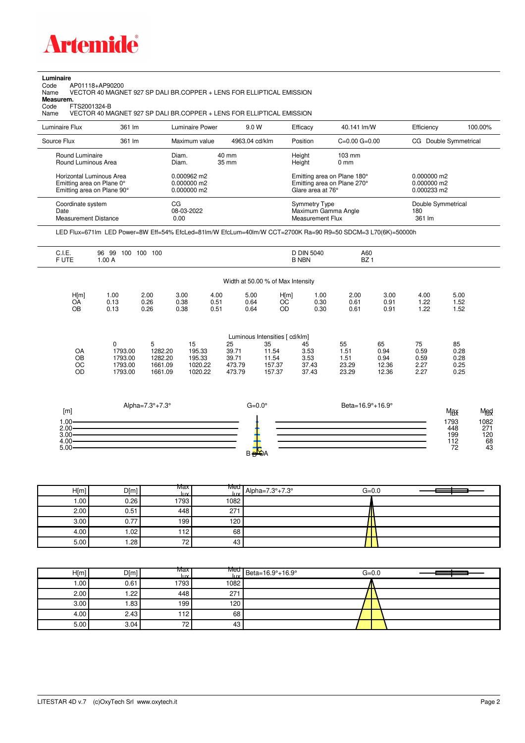# Artemide

**Luminaire**
Code AP01118+AP90200
Name VECTOR 40 MAGNET 927 SP DALI BR.COPPER + LENS FOR ELLIPTICAL EMISSION
**Measurem.**
Code FTS2001324-B
Name VECTOR 40 MAGNET 927 SP DALI BR.COPPER + LENS FOR ELLIPTICAL EMISSION

| | | | | | | | |
|---|---|---|---|---|---|---|---|
| Luminaire Flux | 361 lm | Luminaire Power | 9.0 W | Efficacy | 40.141 lm/W | Efficiency | 100.00% |
| Source Flux | 361 lm | Maximum value | 4963.04 cd/klm | Position | C=0.00 G=0.00 | CG | Double Symmetrical |

| | | | | | | |
|---|---|---|---|---|---|---|
| Round Luminaire | Diam. | 40 mm | Height | 103 mm | | |
| Round Luminous Area | Diam. | 35 mm | Height | 0 mm | | |
| Horizontal Luminous Area | 0.000962 m2 | | Emitting area on Plane 180° | | 0.000000 m2 | |
| Emitting area on Plane 0° | 0.000000 m2 | | Emitting area on Plane 270° | | 0.000000 m2 | |
| Emitting area on Plane 90° | 0.000000 m2 | | Glare area at 76° | | 0.000233 m2 | |

| | | | |
|---|---|---|---|
| Coordinate system | CG | Symmetry Type | Double Symmetrical |
| Date | 08-03-2022 | Maximum Gamma Angle | 180 |
| Measurement Distance | 0.00 | Measurement Flux | 361 lm |

LED Flux=671lm LED Power=8W Eff=54% EfcLed=81lm/W EfcLum=40lm/W CCT=2700K Ra=90 R9=50 SDCM=3 L70(6K)=50000h

| | | | |
|---|---|---|---|
| C.I.E. | 96 99 100 100 100 | D DIN 5040 | A60 |
| F UTE | 1.00 A | B NBN | BZ 1 |

Width at 50.00 % of Max Intensity

| H[m] | 1.00 | 2.00 | 3.00 | 4.00 | 5.00 | H[m] | 1.00 | 2.00 | 3.00 | 4.00 | 5.00 |
|---|---|---|---|---|---|---|---|---|---|---|---|
| OA | 0.13 | 0.26 | 0.38 | 0.51 | 0.64 | OC | 0.30 | 0.61 | 0.91 | 1.22 | 1.52 |
| OB | 0.13 | 0.26 | 0.38 | 0.51 | 0.64 | OD | 0.30 | 0.61 | 0.91 | 1.22 | 1.52 |

Luminous Intensities [ cd/klm]

| | 0 | 5 | 15 | 25 | 35 | 45 | 55 | 65 | 75 | 85 |
|---|---|---|---|---|---|---|---|---|---|---|
| OA | 1793.00 | 1282.20 | 195.33 | 39.71 | 11.54 | 3.53 | 1.51 | 0.94 | 0.59 | 0.28 |
| OB | 1793.00 | 1282.20 | 195.33 | 39.71 | 11.54 | 3.53 | 1.51 | 0.94 | 0.59 | 0.28 |
| OC | 1793.00 | 1661.09 | 1020.22 | 473.79 | 157.37 | 37.43 | 23.29 | 12.36 | 2.27 | 0.25 |
| OD | 1793.00 | 1661.09 | 1020.22 | 473.79 | 157.37 | 37.43 | 23.29 | 12.36 | 2.27 | 0.25 |

Alpha=7.3°+7.3°
G=0.0°
Beta=16.9°+16.9°
[m]
1.00
2.00
3.00
4.00
5.00
B D C A
Max lux
1793
448
199
112
72
Med lux
1082
271
120
68
43

| H[m] | D[m] | Max lux | Med lux | Alpha=7.3°+7.3° G=0.0 |
|---|---|---|---|---|
| 1.00 | 0.26 | 1793 | 1082 | |
| 2.00 | 0.51 | 448 | 271 | |
| 3.00 | 0.77 | 199 | 120 | |
| 4.00 | 1.02 | 112 | 68 | |
| 5.00 | 1.28 | 72 | 43 | |

| H[m] | D[m] | Max lux | Med lux | Beta=16.9°+16.9° G=0.0 |
|---|---|---|---|---|
| 1.00 | 0.61 | 1793 | 1082 | |
| 2.00 | 1.22 | 448 | 271 | |
| 3.00 | 1.83 | 199 | 120 | |
| 4.00 | 2.43 | 112 | 68 | |
| 5.00 | 3.04 | 72 | 43 | |

LITESTAR 4D v.7 (c)OxyTech Srl www.oxytech.it